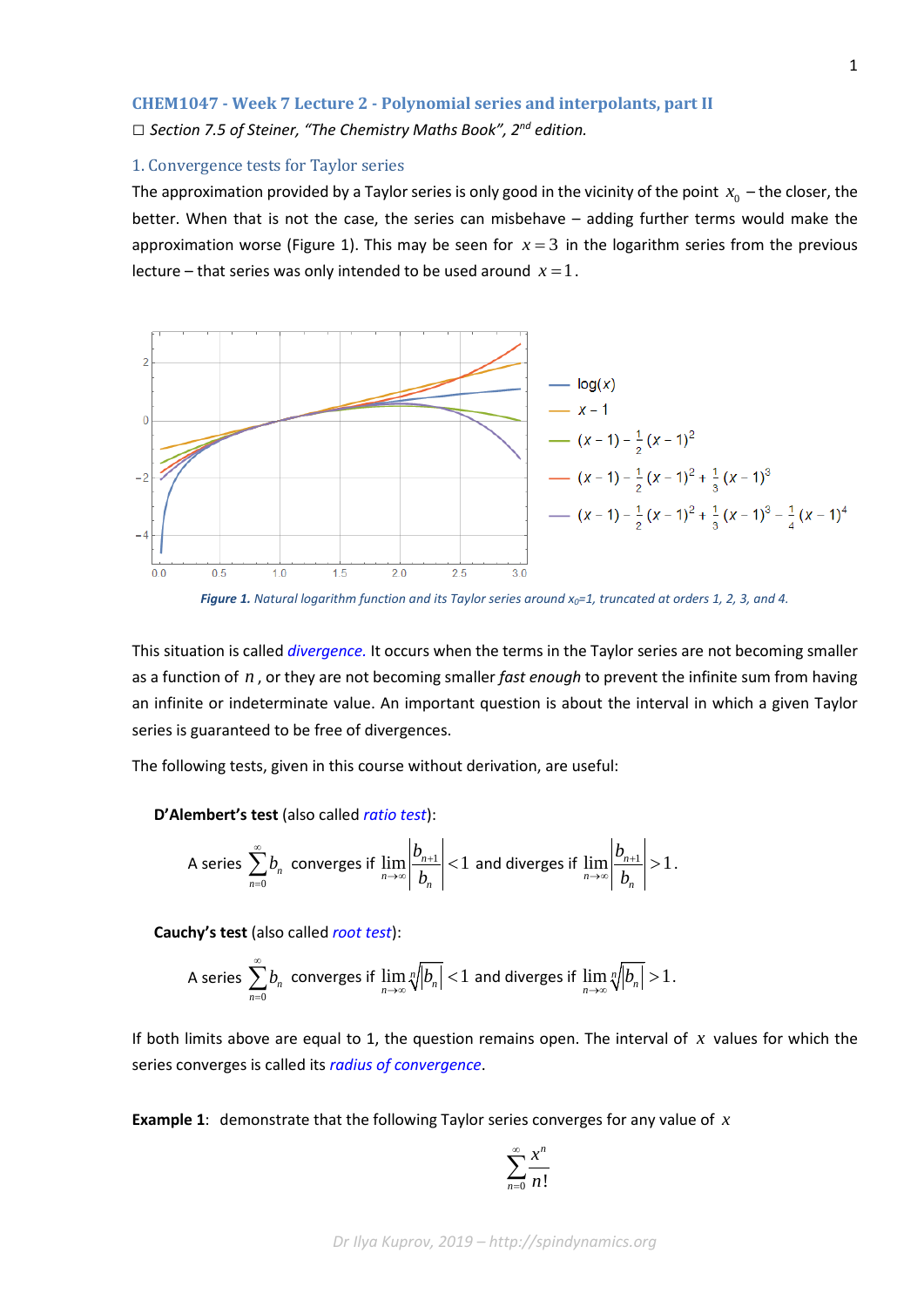# CHEM1047 - Week 7 Lecture 2 - Polynomial series and interpolants, part II

☐ *Section 7.5 of Steiner, "The Chemistry Maths Book", 2[nd] edition.*

## 1. Convergence tests for Taylor series

The approximation provided by a Taylor series is only good in the vicinity of the point $x_0$ – the closer, the better. When that is not the case, the series can misbehave – adding further terms would make the approximation worse (Figure 1). This may be seen for $x=3$ in the logarithm series from the previous lecture – that series was only intended to be used around $x=1$.

***Figure 1.*** *Natural logarithm function and its Taylor series around $x_0$=1, truncated at orders 1, 2, 3, and 4.*

This situation is called *divergence*. It occurs when the terms in the Taylor series are not becoming smaller as a function of $n$, or they are not becoming smaller *fast enough* to prevent the infinite sum from having an infinite or indeterminate value. An important question is about the interval in which a given Taylor series is guaranteed to be free of divergences.

The following tests, given in this course without derivation, are useful:

**D'Alembert's test** (also called *ratio test*):

$$\text{A series } \sum_{n=0}^{\infty} b_n \text{ converges if } \lim_{n\to\infty}\left|\frac{b_{n+1}}{b_n}\right|<1 \text{ and diverges if } \lim_{n\to\infty}\left|\frac{b_{n+1}}{b_n}\right|>1.$$

**Cauchy's test** (also called *root test*):

$$\text{A series } \sum_{n=0}^{\infty} b_n \text{ converges if } \lim_{n\to\infty}\sqrt[n]{|b_n|}<1 \text{ and diverges if } \lim_{n\to\infty}\sqrt[n]{|b_n|}>1.$$

If both limits above are equal to 1, the question remains open. The interval of $x$ values for which the series converges is called its *radius of convergence*.

**Example 1**: demonstrate that the following Taylor series converges for any value of $x$

$$\sum_{n=0}^{\infty}\frac{x^n}{n!}$$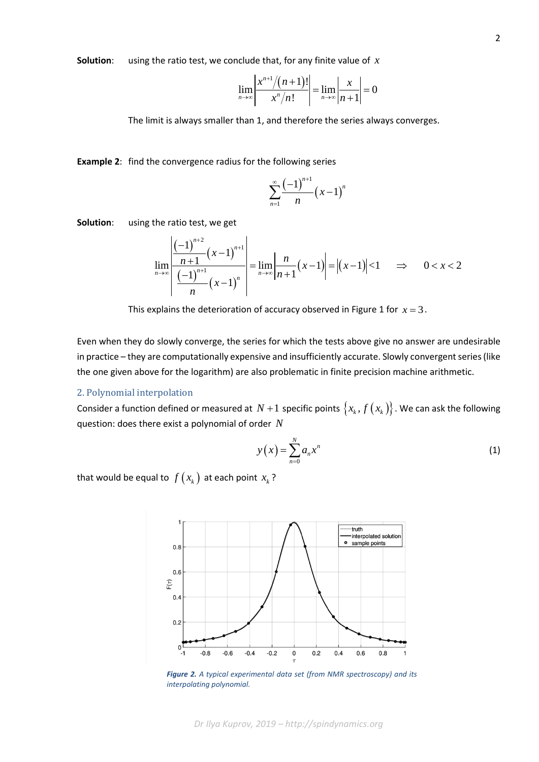**Solution**: using the ratio test, we conclude that, for any finite value of $x$

$$\lim_{n\to\infty}\left|\frac{x^{n+1}/(n+1)!}{x^n/n!}\right| = \lim_{n\to\infty}\left|\frac{x}{n+1}\right| = 0$$

The limit is always smaller than 1, and therefore the series always converges.

**Example 2**: find the convergence radius for the following series

$$\sum_{n=1}^{\infty}\frac{(-1)^{n+1}}{n}(x-1)^n$$

**Solution**: using the ratio test, we get

$$\lim_{n\to\infty}\left|\frac{\dfrac{(-1)^{n+2}}{n+1}(x-1)^{n+1}}{\dfrac{(-1)^{n+1}}{n}(x-1)^n}\right| = \lim_{n\to\infty}\left|\frac{n}{n+1}(x-1)\right| = |(x-1)| < 1 \quad \Rightarrow \quad 0 < x < 2$$

This explains the deterioration of accuracy observed in Figure 1 for $x = 3$.

Even when they do slowly converge, the series for which the tests above give no answer are undesirable in practice – they are computationally expensive and insufficiently accurate. Slowly convergent series (like the one given above for the logarithm) are also problematic in finite precision machine arithmetic.

## 2. Polynomial interpolation

Consider a function defined or measured at $N+1$ specific points $\{x_k, f(x_k)\}$. We can ask the following question: does there exist a polynomial of order $N$

$$y(x) = \sum_{n=0}^{N} a_n x^n \tag{1}$$

that would be equal to $f(x_k)$ at each point $x_k$?

*Figure 2. A typical experimental data set (from NMR spectroscopy) and its interpolating polynomial.*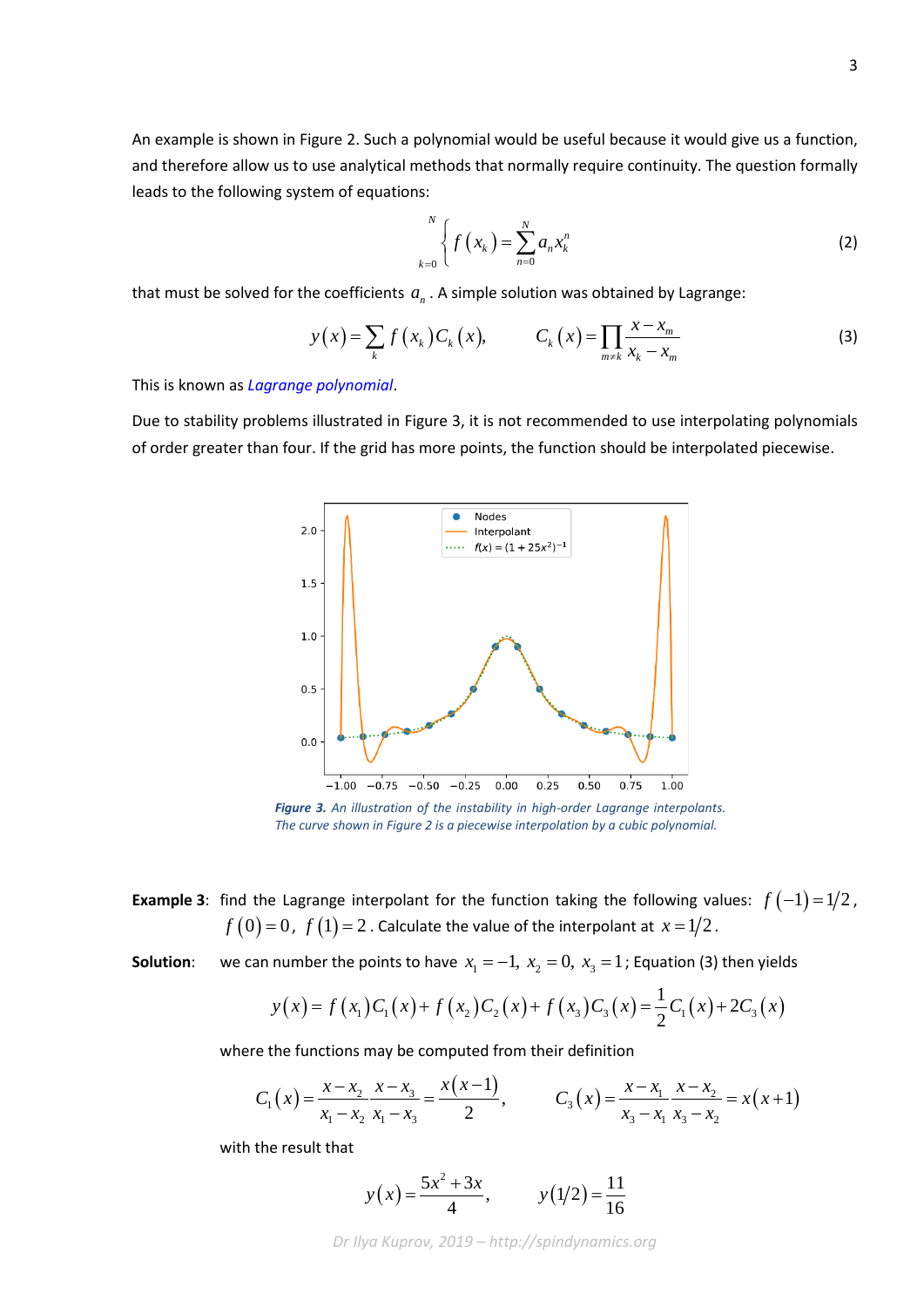An example is shown in Figure 2. Such a polynomial would be useful because it would give us a function, and therefore allow us to use analytical methods that normally require continuity. The question formally leads to the following system of equations:

$$\left\{ f\left(x_k\right) = \sum_{n=0}^{N} a_n x_k^n \right._{k=0}^{N} \tag{2}$$

that must be solved for the coefficients $a_n$. A simple solution was obtained by Lagrange:

$$y(x) = \sum_k f\left(x_k\right) C_k(x), \qquad C_k(x) = \prod_{m \neq k} \frac{x - x_m}{x_k - x_m} \tag{3}$$

This is known as *Lagrange polynomial*.

Due to stability problems illustrated in Figure 3, it is not recommended to use interpolating polynomials of order greater than four. If the grid has more points, the function should be interpolated piecewise.

Nodes
Interpolant
$f(x) = (1 + 25x^2)^{-1}$

2.0
1.5
1.0
0.5
0.0

−1.00 −0.75 −0.50 −0.25 0.00 0.25 0.50 0.75 1.00

***Figure 3.*** *An illustration of the instability in high-order Lagrange interpolants. The curve shown in Figure 2 is a piecewise interpolation by a cubic polynomial.*

**Example 3**: find the Lagrange interpolant for the function taking the following values: $f(-1) = 1/2$, $f(0) = 0$, $f(1) = 2$. Calculate the value of the interpolant at $x = 1/2$.

**Solution**: we can number the points to have $x_1 = -1,\ x_2 = 0,\ x_3 = 1$; Equation (3) then yields

$$y(x) = f\left(x_1\right)C_1(x) + f\left(x_2\right)C_2(x) + f\left(x_3\right)C_3(x) = \frac{1}{2}C_1(x) + 2C_3(x)$$

where the functions may be computed from their definition

$$C_1(x) = \frac{x - x_2}{x_1 - x_2}\frac{x - x_3}{x_1 - x_3} = \frac{x(x-1)}{2}, \qquad C_3(x) = \frac{x - x_1}{x_3 - x_1}\frac{x - x_2}{x_3 - x_2} = x(x+1)$$

with the result that

$$y(x) = \frac{5x^2 + 3x}{4}, \qquad y(1/2) = \frac{11}{16}$$